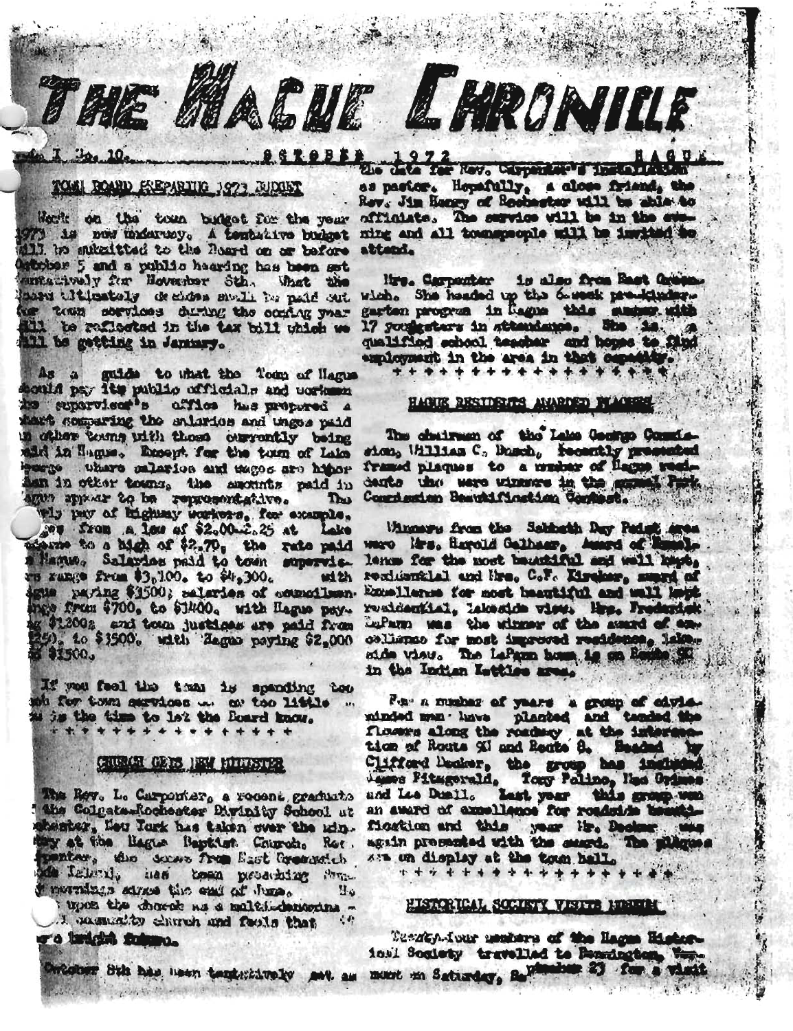# THE HAGUE CHRONICLE

Vol. I No. 10. OCTOBER 1972 HAGUE

## TOWN BOARD PREPARING 1973 BUDGET

Work on the town budget for the year 1973 is now underway. A tentative budget will be submitted to the Board on or before October 5 and a public hearing has been set tentatively for November 8th. What the Board ultimately decides shall be paid out for town services during the coming year will be reflected in the tax bill which we will be getting in January.

As a guide to what the Town of Hague should pay its public officials and workmen the supervisor's office has prepared a chart comparing the salaries and wages paid in other towns with those currently being paid in Hague. Except for the town of Lake George where salaries and wages are higher than in other towns, the amounts paid in Hague appear to be representative. The hourly pay of highway workers, for example, ranges from a low of \$2.00-2.25 at Lake George to a high of \$2.70, the rate paid in Hague. Salaries paid to town supervisors range from \$3,100. to \$4,300. with Hague paying \$3500; salaries of councilmen range from \$700. to \$1400. with Hague paying \$1200; and town justices are paid from \$250. to \$3500. with Hague paying \$2,000 and \$1500.

If you feel the town is spending too much for town services ... or too little ... now is the time to let the Board know.

\+ + + + + + + + + + + + + + + +

## CHURCH GETS NEW MINISTER

The Rev. L. Carpenter, a recent graduate of the Colgate-Rochester Divinity School at Rochester, New York has taken over the ministry at the Hague Baptist Church. Rev. Carpenter, who comes from East Greenwich Rhode Island, has been preaching Sunday mornings since the end of June. He looks upon the church as a multi-denomina-tional community church and feels that it has a bright future.

October 8th has been tentatively set as the date for Rev. Carpenter's installation as pastor. Hopefully, a close friend, the Rev. Jim Henry of Rochester will be able to officiate. The service will be in the evening and all townspeople will be invited to attend.

Mrs. Carpenter is also from East Greenwich. She headed up the 6-week pre-kindergarten program in Hague this summer with 17 youngsters in attendance. She is a qualified school teacher and hopes to find employment in the area in that capacity.

\+ + + + + + + + + + + + + + + + + +

## HAGUE RESIDENTS AWARDED PLAQUES

The chairman of the Lake George Commission, William C. Busch, recently presented framed plaques to a number of Hague residents who were winners in the annual Park Commission Beautification Contest.

Winners from the Sabbath Day Point area were Mrs. Harold Galbauer, Award of Excellence for the most beautiful and well kept residential and Mrs. C.F. Kirchner, award of Excellence for most beautiful and well kept residential, lakeside view. Mrs. Frederick LaPann was the winner of the award of excellence for most improved residence, lakeside view. The LaPann home is on Route 9N in the Indian Kettles area.

For a number of years a group of civic-minded men have planted and tended the flowers along the roadway at the intersection of Route 9N and Route 8. Headed by Clifford Decker, the group has included James Fitzgerald, Tony Palino, Ned Gadues and Lee Duell. Last year this group won an award of excellence for roadside beautification and this year Mr. Decker was again presented with the award. The plaques are on display at the town hall.

\+ + + + + + + + + + + + + + + + + +

## HISTORICAL SOCIETY VISITS MUSEUM

Twenty-four members of the Hague Historical Society travelled to Bennington, Vermont on Saturday, September 23 for a visit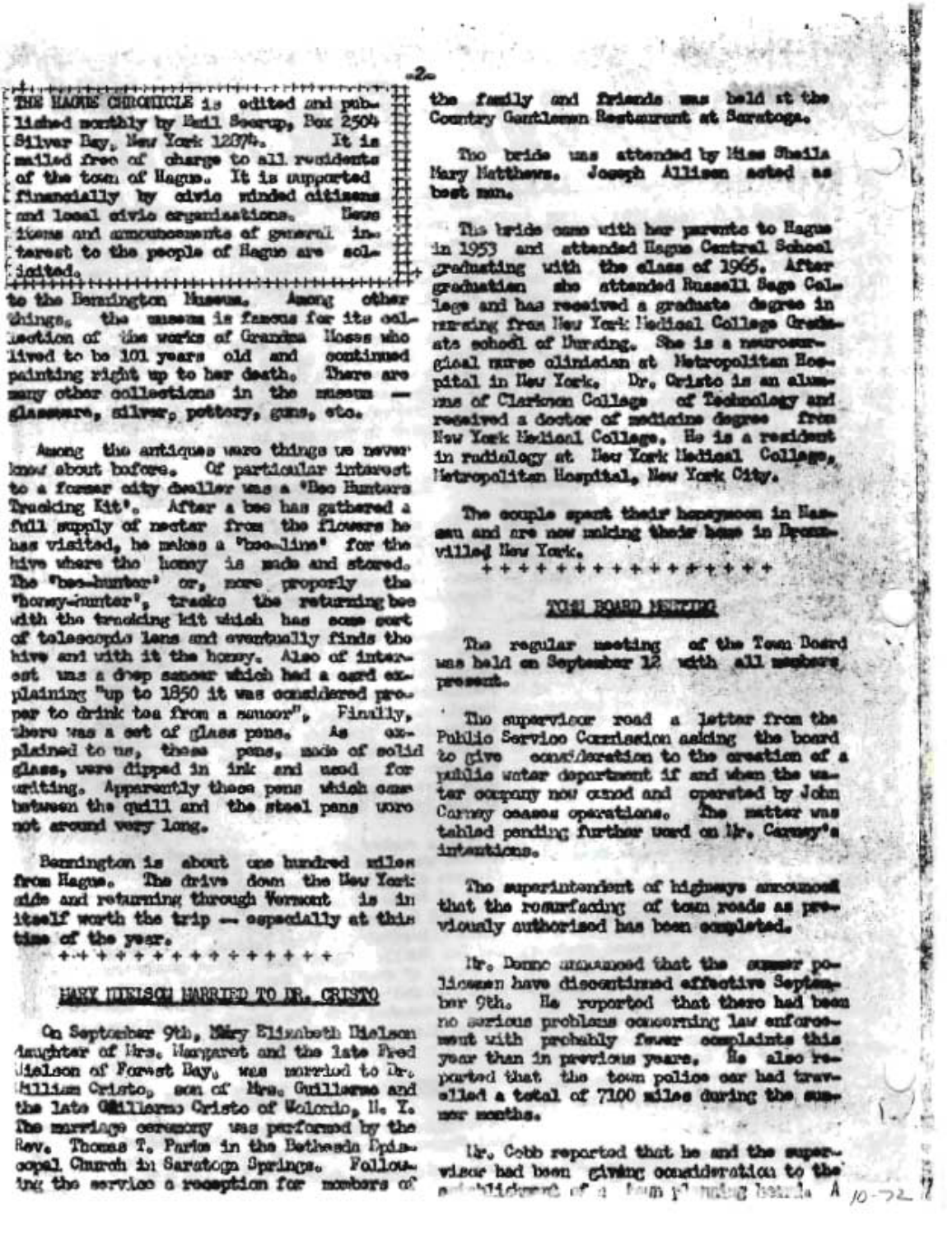THE HAGUE CHRONICLE is edited and published monthly by Emil Seerup, Box 2504 Silver Bay, New York 12874. It is mailed free of charge to all residents of the town of Hague. It is supported financially by civic minded citizens and local civic organizations. News items and announcements of general interest to the people of Hague are solicited.

to the Bennington Museum. Among other things, the museum is famous for its collection of the works of Grandma Moses who lived to be 101 years old and continued painting right up to her death. There are many other collections in the museum — glassware, silver, pottery, guns, etc.

Among the antiques were things we never knew about before. Of particular interest to a former city dweller was a 'Bee Hunters Tracking Kit'. After a bee has gathered a full supply of nectar from the flowers he has visited, he makes a 'bee-line' for the hive where the honey is made and stored. The 'bee-hunter' or, more properly the 'honey-hunter', tracks the returning bee with the tracking kit which has some sort of telescopic lens and eventually finds the hive and with it the honey. Also of interest was a deep saucer which had a card explaining "up to 1850 it was considered proper to drink tea from a saucer". Finally, there was a set of glass pens. As explained to us, these pens, made of solid glass, were dipped in ink and used for writing. Apparently these pens which came between the quill and the steel pens were not around very long.

Bennington is about one hundred miles from Hague. The drive down the New York side and returning through Vermont is in itself worth the trip — especially at this time of the year.

+++++++++++++++

## MARY NIELSON MARRIED TO DR. CRISTO

On September 9th, Mary Elizabeth Nielson daughter of Mrs. Margaret and the late Fred Nielson of Forest Bay, was married to Dr. William Cristo, son of Mrs. Guillermo and the late Guillermo Cristo of Wolcott, N. Y. The marriage ceremony was performed by the Rev. Thomas T. Paris in the Bethesda Episcopal Church in Saratoga Springs. Following the service a reception for members of the family and friends was held at the Country Gentleman Restaurant at Saratoga.

The bride was attended by Miss Sheila Mary Matthews. Joseph Allison acted as best man.

The bride came with her parents to Hague in 1953 and attended Hague Central School graduating with the class of 1965. After graduation she attended Russell Sage College and has received a graduate degree in nursing from New York Medical College Graduate school of Nursing. She is a neurosurgical nurse clinician at Metropolitan Hospital in New York. Dr. Cristo is an alumnus of Clarkson College of Technology and received a doctor of medicine degree from New York Medical College. He is a resident in radiology at New York Medical College, Metropolitan Hospital, New York City.

The couple spent their honeymoon in Nassau and are now making their home in Bronxville, New York.

+++++++++++++++

## TOWN BOARD MEETING

The regular meeting of the Town Board was held on September 12 with all members present.

The supervisor read a letter from the Public Service Commission asking the board to give consideration to the creation of a public water department if and when the water company now owned and operated by John Carney ceases operations. The matter was tabled pending further word on Mr. Carney's intentions.

The superintendent of highways announced that the resurfacing of town roads as previously authorized has been completed.

Mr. Denno announced that the summer policemen have discontinued effective September 9th. He reported that there had been no serious problems concerning law enforcement with probably fewer complaints this year than in previous years. He also reported that the town police car had travelled a total of 7100 miles during the summer months.

Mr. Cobb reported that he and the supervisor had been giving consideration to the establishment of a town planning board. A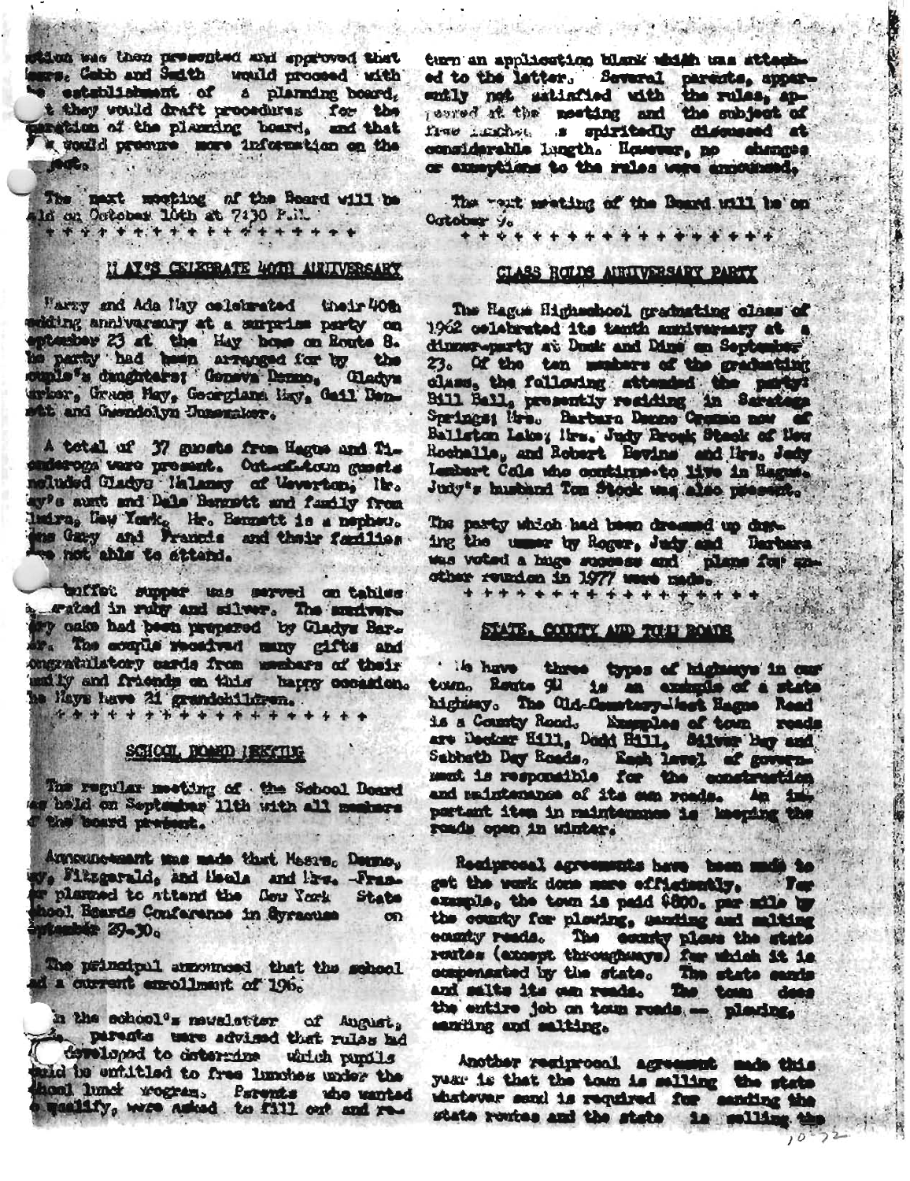...tion was then presented and approved that ...ers. Gabb and Smith would proceed with the establishment of a planning board, that they would draft procedures for the operation of the planning board, and that ... would procure more information on the ...ect.

The next meeting of the Board will be held on October 10th at 7:30 P.M.

\+ + + + + + + + + + + + + + + + + +

## MAY'S CELEBRATE 40TH ANNIVERSARY

Harry and Ada May celebrated their 40th wedding anniversary at a surprise party on September 23 at the May home on Route 8. The party had been arranged for by the couple's daughters; Geneva Denno, Gladys Parker, Grace May, Georgiana May, Gail Bennett and Gwendolyn Jumsmaker.

A total of 37 guests from Hague and Ticonderoga were present. Out-of-town guests included Gladys Malamey of Weverton, Mr. May's aunt and Dale Bennett and family from Elmira, New York. Mr. Bennett is a nephew. ...ne Gary and Francis and their families ...re not able to attend.

...buffet supper was served on tables ...orated in ruby and silver. The anniversary cake had been prepared by Gladys Parker. The couple received many gifts and congratulatory cards from members of their family and friends on this happy occasion. The Mays have 21 grandchildren.

\+ + + + + + + + + + + + + + + + + +

## SCHOOL BOARD MEETING

The regular meeting of the School Board was held on September 11th with all members of the board present.

Announcement was made that Messrs. Denno, ...y, Fitzgerald, and Meola and Mrs. Frasier planned to attend the New York State School Boards Conference in Syracuse on September 29-30.

The principal announced that the school had a current enrollment of 196.

...n the school's newsletter of August, ... parents were advised that rules had been developed to determine which pupils would be entitled to free lunches under the school lunch program. Parents who wanted to qualify, were asked to fill out and return an application blank which was attached to the letter. Several parents, apparently not satisfied with the rules, appeared at the meeting and the subject of free lunches was spiritedly discussed at considerable length. However, no changes or exceptions to the rules were announced.

The next meeting of the Board will be on October 9.

\+ + + + + + + + + + + + + + + + + +

## CLASS HOLDS ANNIVERSARY PARTY

The Hague Highschool graduating class of 1962 celebrated its tenth anniversary at a dinner-party at Dunk and Dine on September 23. Of the ten members of the graduating class, the following attended the party: Bill Ball, presently residing in Saratoga Springs; Mrs. Barbara Denno Cramm now of Ballston Lake; Mrs. Judy Brook Stock of New Rochelle, and Robert Bevins and Mrs. Jody Lambert Cole who continue to live in Hague. Judy's husband Tom Stock was also present.

The party which had been dreamed up during the summer by Roger, Judy and Barbara was voted a huge success and plans for another reunion in 1977 were made.

\+ + + + + + + + + + + + + + + + + +

## STATE, COUNTY AND TOWN ROADS

We have three types of highways in our town. Route 9N is an example of a state highway. The Old-Cemetery-West Hague Road is a County Road. Examples of town roads are Decker Hill, Dodd Hill, Silver Bay and Sabbath Day Roads. Each level of government is responsible for the construction and maintenance of its own roads. An important item in maintenance is keeping the roads open in winter.

Reciprocal agreements have been made to get the work done more efficiently. For example, the town is paid $800. per mile by the county for plowing, sanding and salting county roads. The county plows the state routes (except throughways) for which it is compensated by the state. The state sands and salts its own roads. The town does the entire job on town roads -- plowing, sanding and salting.

Another reciprocal agreement made this year is that the town is selling the state whatever sand is required for sanding the state routes and the state is selling the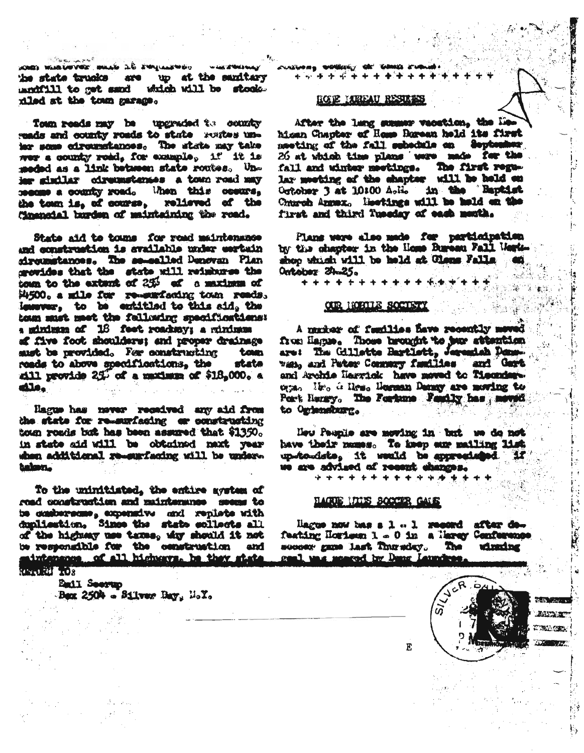town whatever sand it requires. Currently the state trucks are up at the sanitary landfill to get sand which will be stockpiled at the town garage.

Town roads may be upgraded to county roads and county roads to state routes under some circumstances. The state may take over a county road, for example, if it is needed as a link between state routes. Under similar circumstances a town road may become a county road. When this occurs, the town is, of course, relieved of the financial burden of maintaining the road.

State aid to towns for road maintenance and construction is available under certain circumstances. The so-called Donovan Plan provides that the state will reimburse the town to the extent of 25% of a maximum of $4500. a mile for re-surfacing town roads. However, to be entitled to this aid, the town must meet the following specifications: a minimum of 18 feet roadway; a minimum of five foot shoulders; and proper drainage must be provided. For constructing town roads to above specifications, the state will provide 25% of a maximum of $18,000. a mile.

Hague has never received any aid from the state for re-surfacing or constructing town roads but has been assured that $1350. in state aid will be obtained next year when additional re-surfacing will be undertaken.

To the uninitiated, the entire system of road construction and maintenance seems to be cumbersome, expensive and replete with duplication. Since the state collects all of the highway use taxes, why should it not be responsible for the construction and maintenance of all highways, be they state, county or town roads.

+ + + + + + + + + + + + + + + + + +

## HOME BUREAU RESUMES

After the long summer vacation, the Mohican Chapter of Home Bureau held its first meeting of the fall schedule on September 26 at which time plans were made for the fall and winter meetings. The first regular meeting of the chapter will be held on October 3 at 10:00 A.M. in the Baptist Church Annex. Meetings will be held on the first and third Tuesday of each month.

Plans were also made for participation by the chapter in the Home Bureau Fall Workshop which will be held at Glens Falls on October 24-25.

+ + + + + + + + + + + + + + + + +

## OUR MOBILE SOCIETY

A number of families have recently moved from Hague. Those brought to our attention are: The Gillette Bartlett, Jeremiah Donovan, and Peter Connery families and Gert and Archie Herrick have moved to Ticonderoga. Mr. & Mrs. Herman Denny are moving to Port Henry. The Fortune Family has moved to Ogdensburg.

New People are moving in but we do not have their names. To keep our mailing list up-to-date, it would be appreciated if we are advised of recent changes.

+ + + + + + + + + + + + + + + +

## HAGUE WINS SOCCER GAME

Hague now has a 1 - 1 record after defeating Horicon 1 - 0 in a Marcy Conference soccer game last Thursday. The winning goal was scored by Doug Laundree.

RETURN TO:

Emil Seerup
Box 250A - Silver Bay, N.Y.